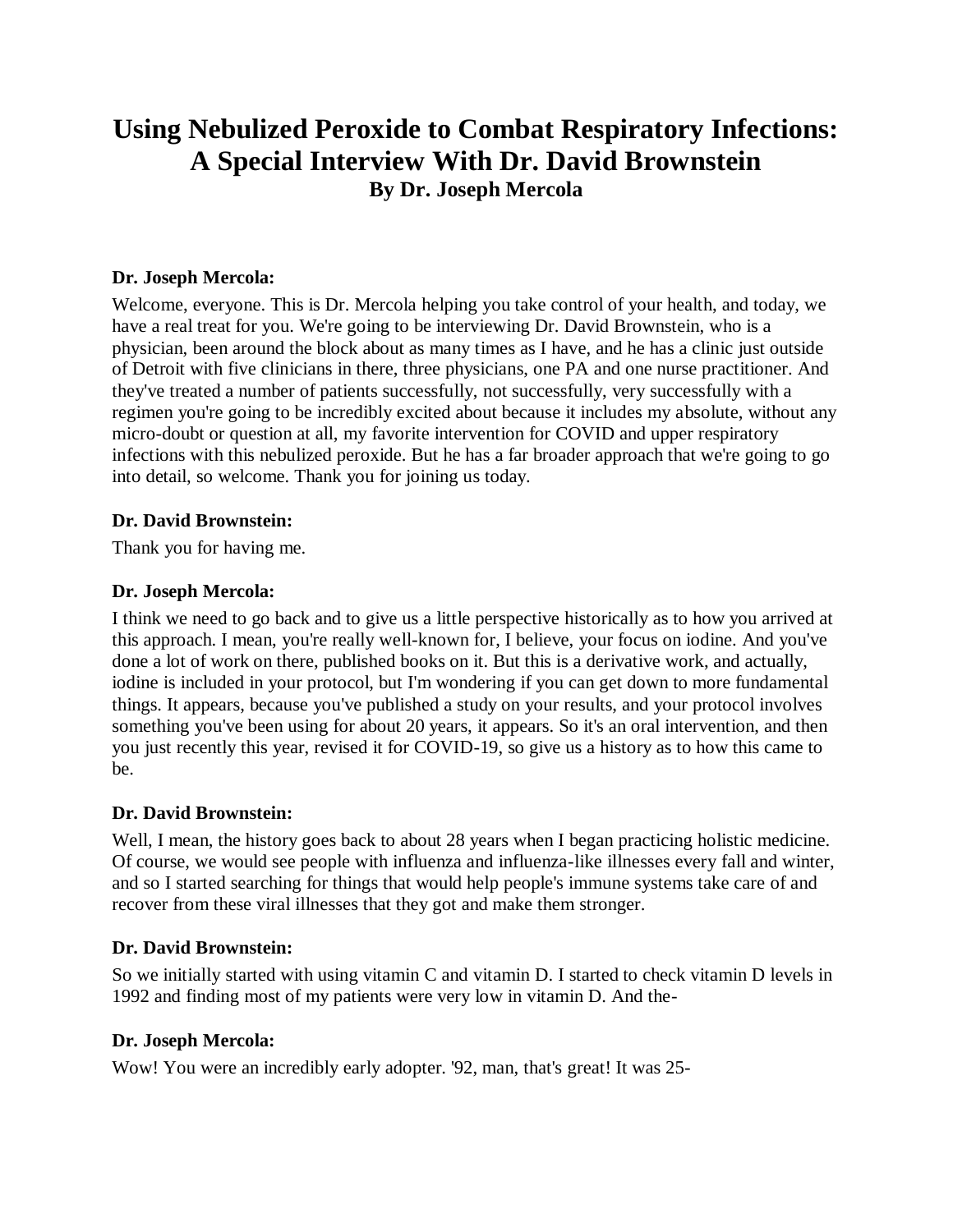# Using Nebulized Peroxide to Combat Respiratory Infections: A Special Interview With Dr. David Brownstein

**By Dr. Joseph Mercola**

**Dr. Joseph Mercola:**

Welcome, everyone. This is Dr. Mercola helping you take control of your health, and today, we have a real treat for you. We're going to be interviewing Dr. David Brownstein, who is a physician, been around the block about as many times as I have, and he has a clinic just outside of Detroit with five clinicians in there, three physicians, one PA and one nurse practitioner. And they've treated a number of patients successfully, not successfully, very successfully with a regimen you're going to be incredibly excited about because it includes my absolute, without any micro-doubt or question at all, my favorite intervention for COVID and upper respiratory infections with this nebulized peroxide. But he has a far broader approach that we're going to go into detail, so welcome. Thank you for joining us today.

**Dr. David Brownstein:**

Thank you for having me.

**Dr. Joseph Mercola:**

I think we need to go back and to give us a little perspective historically as to how you arrived at this approach. I mean, you're really well-known for, I believe, your focus on iodine. And you've done a lot of work on there, published books on it. But this is a derivative work, and actually, iodine is included in your protocol, but I'm wondering if you can get down to more fundamental things. It appears, because you've published a study on your results, and your protocol involves something you've been using for about 20 years, it appears. So it's an oral intervention, and then you just recently this year, revised it for COVID-19, so give us a history as to how this came to be.

**Dr. David Brownstein:**

Well, I mean, the history goes back to about 28 years when I began practicing holistic medicine. Of course, we would see people with influenza and influenza-like illnesses every fall and winter, and so I started searching for things that would help people's immune systems take care of and recover from these viral illnesses that they got and make them stronger.

**Dr. David Brownstein:**

So we initially started with using vitamin C and vitamin D. I started to check vitamin D levels in 1992 and finding most of my patients were very low in vitamin D. And the-

**Dr. Joseph Mercola:**

Wow! You were an incredibly early adopter. '92, man, that's great! It was 25-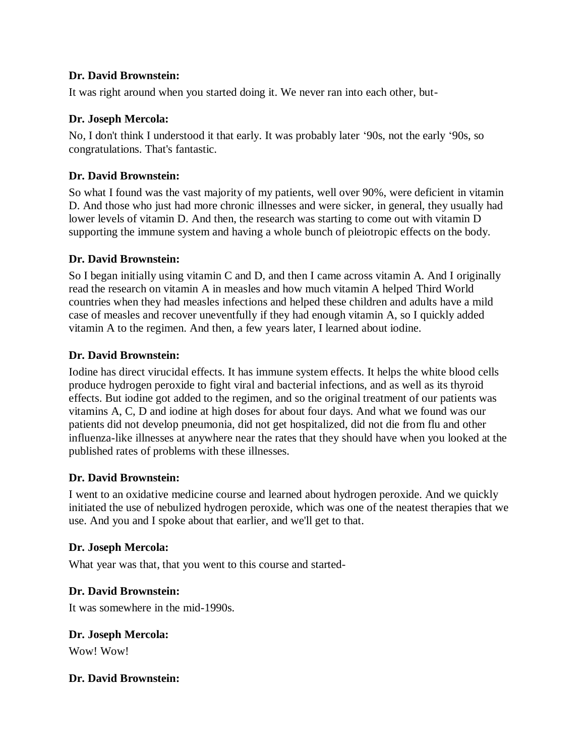**Dr. David Brownstein:**

It was right around when you started doing it. We never ran into each other, but-

**Dr. Joseph Mercola:**

No, I don't think I understood it that early. It was probably later '90s, not the early '90s, so congratulations. That's fantastic.

**Dr. David Brownstein:**

So what I found was the vast majority of my patients, well over 90%, were deficient in vitamin D. And those who just had more chronic illnesses and were sicker, in general, they usually had lower levels of vitamin D. And then, the research was starting to come out with vitamin D supporting the immune system and having a whole bunch of pleiotropic effects on the body.

**Dr. David Brownstein:**

So I began initially using vitamin C and D, and then I came across vitamin A. And I originally read the research on vitamin A in measles and how much vitamin A helped Third World countries when they had measles infections and helped these children and adults have a mild case of measles and recover uneventfully if they had enough vitamin A, so I quickly added vitamin A to the regimen. And then, a few years later, I learned about iodine.

**Dr. David Brownstein:**

Iodine has direct virucidal effects. It has immune system effects. It helps the white blood cells produce hydrogen peroxide to fight viral and bacterial infections, and as well as its thyroid effects. But iodine got added to the regimen, and so the original treatment of our patients was vitamins A, C, D and iodine at high doses for about four days. And what we found was our patients did not develop pneumonia, did not get hospitalized, did not die from flu and other influenza-like illnesses at anywhere near the rates that they should have when you looked at the published rates of problems with these illnesses.

**Dr. David Brownstein:**

I went to an oxidative medicine course and learned about hydrogen peroxide. And we quickly initiated the use of nebulized hydrogen peroxide, which was one of the neatest therapies that we use. And you and I spoke about that earlier, and we'll get to that.

**Dr. Joseph Mercola:**

What year was that, that you went to this course and started-

**Dr. David Brownstein:**

It was somewhere in the mid-1990s.

**Dr. Joseph Mercola:**

Wow! Wow!

**Dr. David Brownstein:**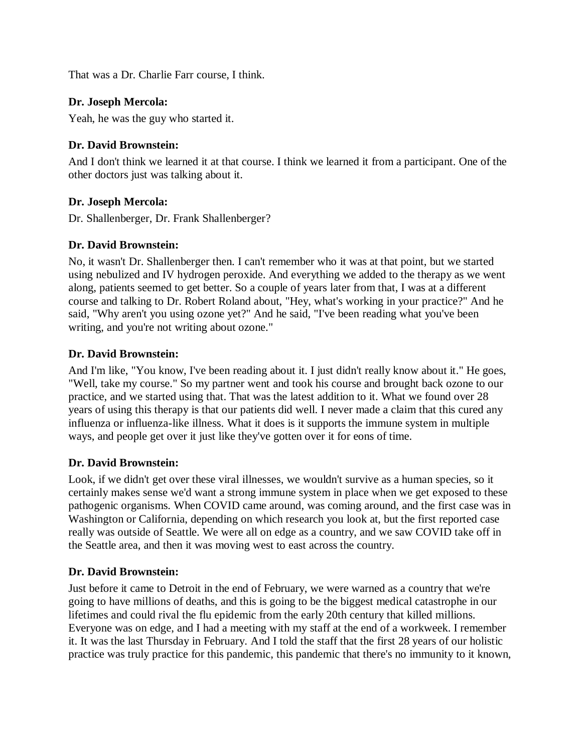That was a Dr. Charlie Farr course, I think.

**Dr. Joseph Mercola:**

Yeah, he was the guy who started it.

**Dr. David Brownstein:**

And I don't think we learned it at that course. I think we learned it from a participant. One of the other doctors just was talking about it.

**Dr. Joseph Mercola:**

Dr. Shallenberger, Dr. Frank Shallenberger?

**Dr. David Brownstein:**

No, it wasn't Dr. Shallenberger then. I can't remember who it was at that point, but we started using nebulized and IV hydrogen peroxide. And everything we added to the therapy as we went along, patients seemed to get better. So a couple of years later from that, I was at a different course and talking to Dr. Robert Roland about, "Hey, what's working in your practice?" And he said, "Why aren't you using ozone yet?" And he said, "I've been reading what you've been writing, and you're not writing about ozone."

**Dr. David Brownstein:**

And I'm like, "You know, I've been reading about it. I just didn't really know about it." He goes, "Well, take my course." So my partner went and took his course and brought back ozone to our practice, and we started using that. That was the latest addition to it. What we found over 28 years of using this therapy is that our patients did well. I never made a claim that this cured any influenza or influenza-like illness. What it does is it supports the immune system in multiple ways, and people get over it just like they've gotten over it for eons of time.

**Dr. David Brownstein:**

Look, if we didn't get over these viral illnesses, we wouldn't survive as a human species, so it certainly makes sense we'd want a strong immune system in place when we get exposed to these pathogenic organisms. When COVID came around, was coming around, and the first case was in Washington or California, depending on which research you look at, but the first reported case really was outside of Seattle. We were all on edge as a country, and we saw COVID take off in the Seattle area, and then it was moving west to east across the country.

**Dr. David Brownstein:**

Just before it came to Detroit in the end of February, we were warned as a country that we're going to have millions of deaths, and this is going to be the biggest medical catastrophe in our lifetimes and could rival the flu epidemic from the early 20th century that killed millions. Everyone was on edge, and I had a meeting with my staff at the end of a workweek. I remember it. It was the last Thursday in February. And I told the staff that the first 28 years of our holistic practice was truly practice for this pandemic, this pandemic that there's no immunity to it known,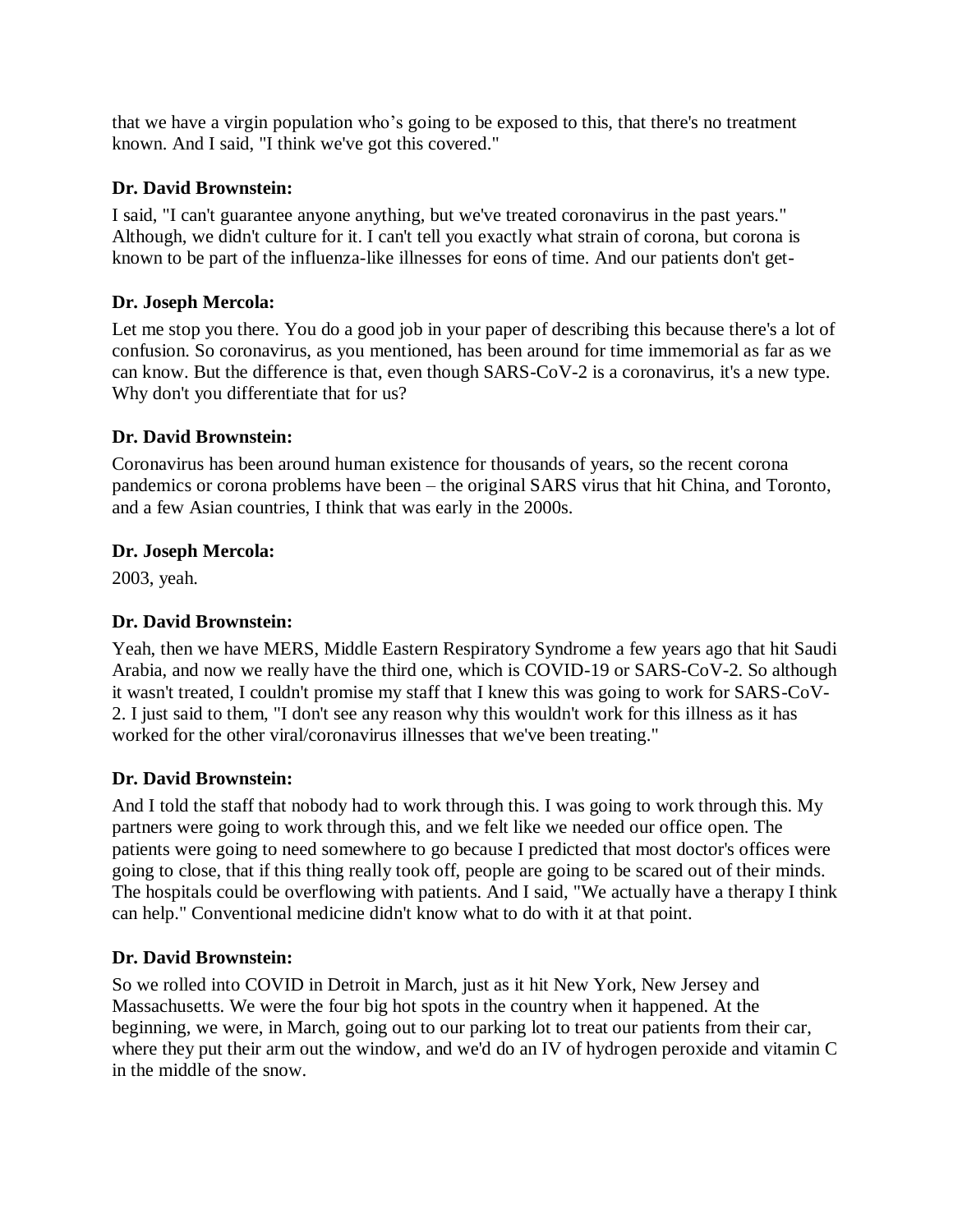that we have a virgin population who's going to be exposed to this, that there's no treatment known. And I said, "I think we've got this covered."

**Dr. David Brownstein:**

I said, "I can't guarantee anyone anything, but we've treated coronavirus in the past years." Although, we didn't culture for it. I can't tell you exactly what strain of corona, but corona is known to be part of the influenza-like illnesses for eons of time. And our patients don't get-

**Dr. Joseph Mercola:**

Let me stop you there. You do a good job in your paper of describing this because there's a lot of confusion. So coronavirus, as you mentioned, has been around for time immemorial as far as we can know. But the difference is that, even though SARS-CoV-2 is a coronavirus, it's a new type. Why don't you differentiate that for us?

**Dr. David Brownstein:**

Coronavirus has been around human existence for thousands of years, so the recent corona pandemics or corona problems have been – the original SARS virus that hit China, and Toronto, and a few Asian countries, I think that was early in the 2000s.

**Dr. Joseph Mercola:**

2003, yeah.

**Dr. David Brownstein:**

Yeah, then we have MERS, Middle Eastern Respiratory Syndrome a few years ago that hit Saudi Arabia, and now we really have the third one, which is COVID-19 or SARS-CoV-2. So although it wasn't treated, I couldn't promise my staff that I knew this was going to work for SARS-CoV-2. I just said to them, "I don't see any reason why this wouldn't work for this illness as it has worked for the other viral/coronavirus illnesses that we've been treating."

**Dr. David Brownstein:**

And I told the staff that nobody had to work through this. I was going to work through this. My partners were going to work through this, and we felt like we needed our office open. The patients were going to need somewhere to go because I predicted that most doctor's offices were going to close, that if this thing really took off, people are going to be scared out of their minds. The hospitals could be overflowing with patients. And I said, "We actually have a therapy I think can help." Conventional medicine didn't know what to do with it at that point.

**Dr. David Brownstein:**

So we rolled into COVID in Detroit in March, just as it hit New York, New Jersey and Massachusetts. We were the four big hot spots in the country when it happened. At the beginning, we were, in March, going out to our parking lot to treat our patients from their car, where they put their arm out the window, and we'd do an IV of hydrogen peroxide and vitamin C in the middle of the snow.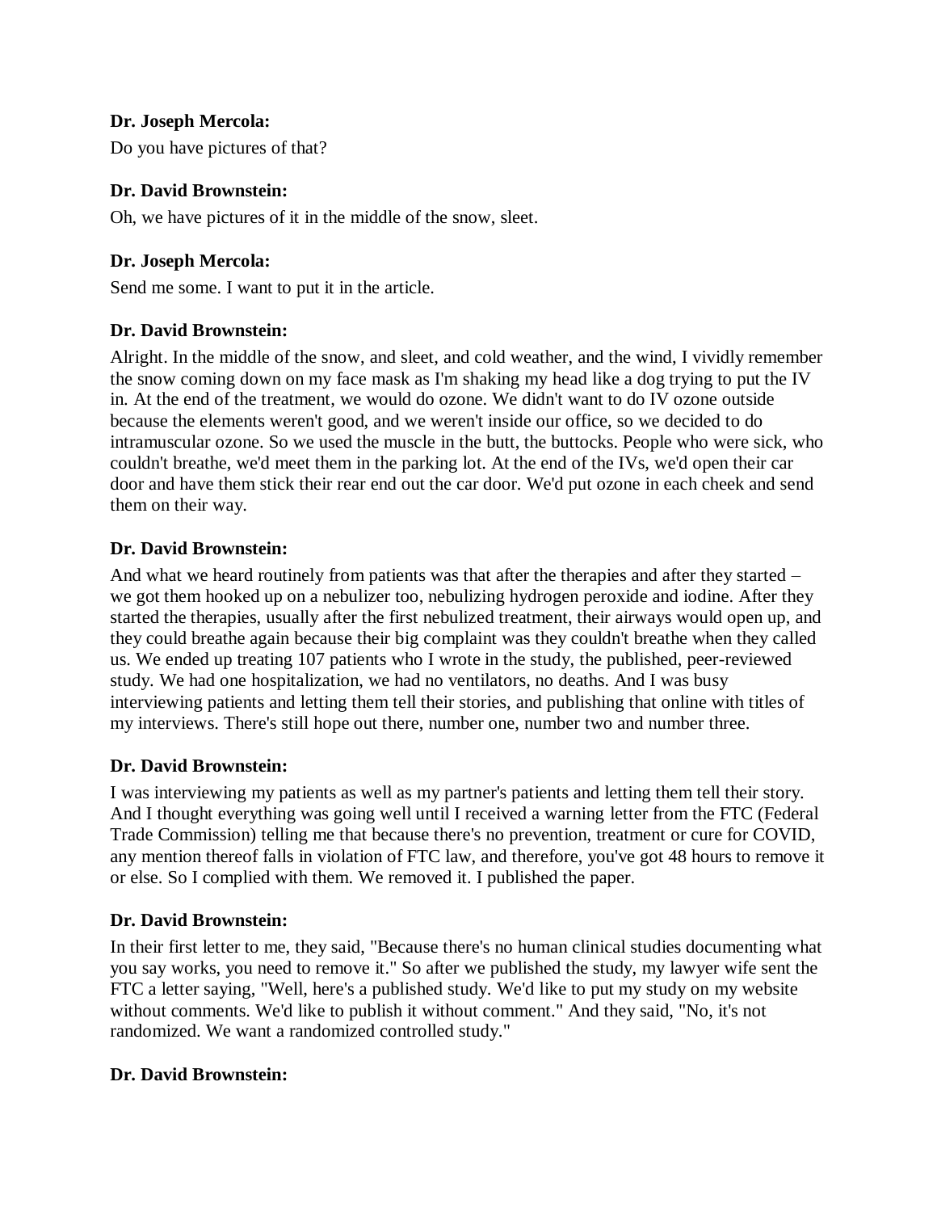**Dr. Joseph Mercola:**

Do you have pictures of that?

**Dr. David Brownstein:**

Oh, we have pictures of it in the middle of the snow, sleet.

**Dr. Joseph Mercola:**

Send me some. I want to put it in the article.

**Dr. David Brownstein:**

Alright. In the middle of the snow, and sleet, and cold weather, and the wind, I vividly remember the snow coming down on my face mask as I'm shaking my head like a dog trying to put the IV in. At the end of the treatment, we would do ozone. We didn't want to do IV ozone outside because the elements weren't good, and we weren't inside our office, so we decided to do intramuscular ozone. So we used the muscle in the butt, the buttocks. People who were sick, who couldn't breathe, we'd meet them in the parking lot. At the end of the IVs, we'd open their car door and have them stick their rear end out the car door. We'd put ozone in each cheek and send them on their way.

**Dr. David Brownstein:**

And what we heard routinely from patients was that after the therapies and after they started – we got them hooked up on a nebulizer too, nebulizing hydrogen peroxide and iodine. After they started the therapies, usually after the first nebulized treatment, their airways would open up, and they could breathe again because their big complaint was they couldn't breathe when they called us. We ended up treating 107 patients who I wrote in the study, the published, peer-reviewed study. We had one hospitalization, we had no ventilators, no deaths. And I was busy interviewing patients and letting them tell their stories, and publishing that online with titles of my interviews. There's still hope out there, number one, number two and number three.

**Dr. David Brownstein:**

I was interviewing my patients as well as my partner's patients and letting them tell their story. And I thought everything was going well until I received a warning letter from the FTC (Federal Trade Commission) telling me that because there's no prevention, treatment or cure for COVID, any mention thereof falls in violation of FTC law, and therefore, you've got 48 hours to remove it or else. So I complied with them. We removed it. I published the paper.

**Dr. David Brownstein:**

In their first letter to me, they said, "Because there's no human clinical studies documenting what you say works, you need to remove it." So after we published the study, my lawyer wife sent the FTC a letter saying, "Well, here's a published study. We'd like to put my study on my website without comments. We'd like to publish it without comment." And they said, "No, it's not randomized. We want a randomized controlled study."

**Dr. David Brownstein:**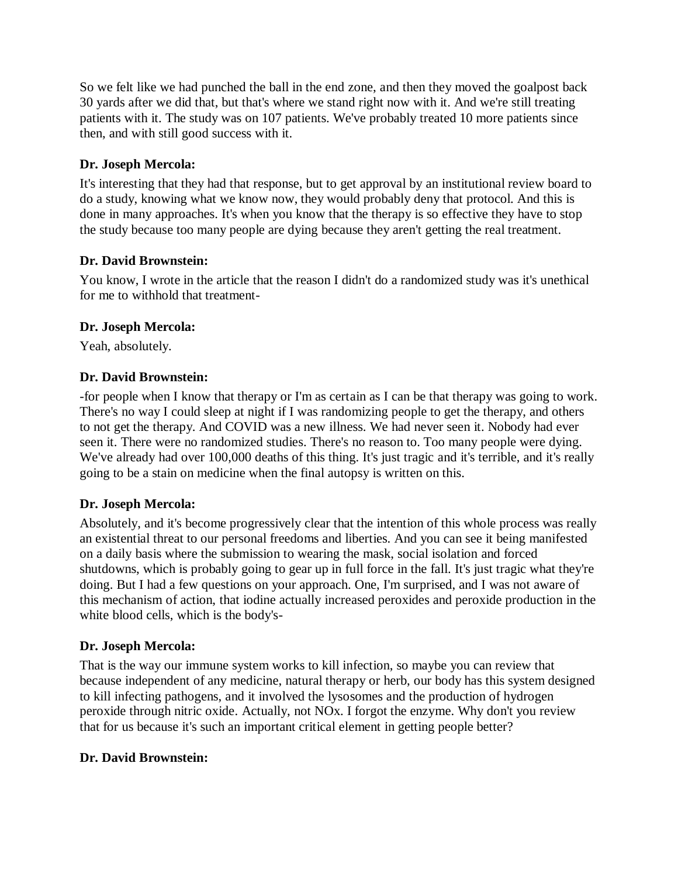So we felt like we had punched the ball in the end zone, and then they moved the goalpost back 30 yards after we did that, but that's where we stand right now with it. And we're still treating patients with it. The study was on 107 patients. We've probably treated 10 more patients since then, and with still good success with it.

**Dr. Joseph Mercola:**

It's interesting that they had that response, but to get approval by an institutional review board to do a study, knowing what we know now, they would probably deny that protocol. And this is done in many approaches. It's when you know that the therapy is so effective they have to stop the study because too many people are dying because they aren't getting the real treatment.

**Dr. David Brownstein:**

You know, I wrote in the article that the reason I didn't do a randomized study was it's unethical for me to withhold that treatment-

**Dr. Joseph Mercola:**

Yeah, absolutely.

**Dr. David Brownstein:**

-for people when I know that therapy or I'm as certain as I can be that therapy was going to work. There's no way I could sleep at night if I was randomizing people to get the therapy, and others to not get the therapy. And COVID was a new illness. We had never seen it. Nobody had ever seen it. There were no randomized studies. There's no reason to. Too many people were dying. We've already had over 100,000 deaths of this thing. It's just tragic and it's terrible, and it's really going to be a stain on medicine when the final autopsy is written on this.

**Dr. Joseph Mercola:**

Absolutely, and it's become progressively clear that the intention of this whole process was really an existential threat to our personal freedoms and liberties. And you can see it being manifested on a daily basis where the submission to wearing the mask, social isolation and forced shutdowns, which is probably going to gear up in full force in the fall. It's just tragic what they're doing. But I had a few questions on your approach. One, I'm surprised, and I was not aware of this mechanism of action, that iodine actually increased peroxides and peroxide production in the white blood cells, which is the body's-

**Dr. Joseph Mercola:**

That is the way our immune system works to kill infection, so maybe you can review that because independent of any medicine, natural therapy or herb, our body has this system designed to kill infecting pathogens, and it involved the lysosomes and the production of hydrogen peroxide through nitric oxide. Actually, not NOx. I forgot the enzyme. Why don't you review that for us because it's such an important critical element in getting people better?

**Dr. David Brownstein:**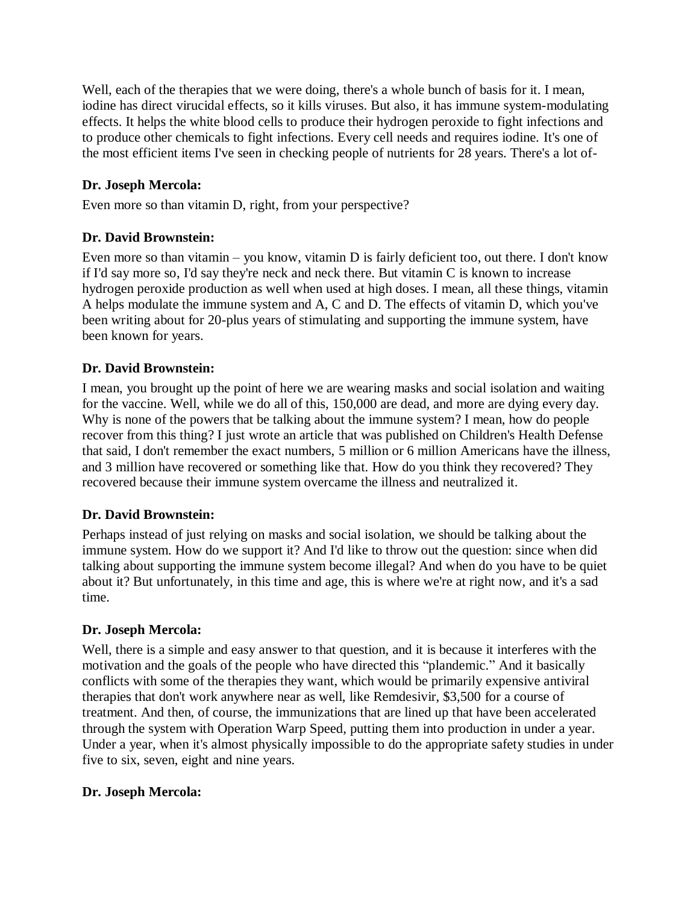Well, each of the therapies that we were doing, there's a whole bunch of basis for it. I mean, iodine has direct virucidal effects, so it kills viruses. But also, it has immune system-modulating effects. It helps the white blood cells to produce their hydrogen peroxide to fight infections and to produce other chemicals to fight infections. Every cell needs and requires iodine. It's one of the most efficient items I've seen in checking people of nutrients for 28 years. There's a lot of-

**Dr. Joseph Mercola:**

Even more so than vitamin D, right, from your perspective?

**Dr. David Brownstein:**

Even more so than vitamin – you know, vitamin D is fairly deficient too, out there. I don't know if I'd say more so, I'd say they're neck and neck there. But vitamin C is known to increase hydrogen peroxide production as well when used at high doses. I mean, all these things, vitamin A helps modulate the immune system and A, C and D. The effects of vitamin D, which you've been writing about for 20-plus years of stimulating and supporting the immune system, have been known for years.

**Dr. David Brownstein:**

I mean, you brought up the point of here we are wearing masks and social isolation and waiting for the vaccine. Well, while we do all of this, 150,000 are dead, and more are dying every day. Why is none of the powers that be talking about the immune system? I mean, how do people recover from this thing? I just wrote an article that was published on Children's Health Defense that said, I don't remember the exact numbers, 5 million or 6 million Americans have the illness, and 3 million have recovered or something like that. How do you think they recovered? They recovered because their immune system overcame the illness and neutralized it.

**Dr. David Brownstein:**

Perhaps instead of just relying on masks and social isolation, we should be talking about the immune system. How do we support it? And I'd like to throw out the question: since when did talking about supporting the immune system become illegal? And when do you have to be quiet about it? But unfortunately, in this time and age, this is where we're at right now, and it's a sad time.

**Dr. Joseph Mercola:**

Well, there is a simple and easy answer to that question, and it is because it interferes with the motivation and the goals of the people who have directed this "plandemic." And it basically conflicts with some of the therapies they want, which would be primarily expensive antiviral therapies that don't work anywhere near as well, like Remdesivir, $3,500 for a course of treatment. And then, of course, the immunizations that are lined up that have been accelerated through the system with Operation Warp Speed, putting them into production in under a year. Under a year, when it's almost physically impossible to do the appropriate safety studies in under five to six, seven, eight and nine years.

**Dr. Joseph Mercola:**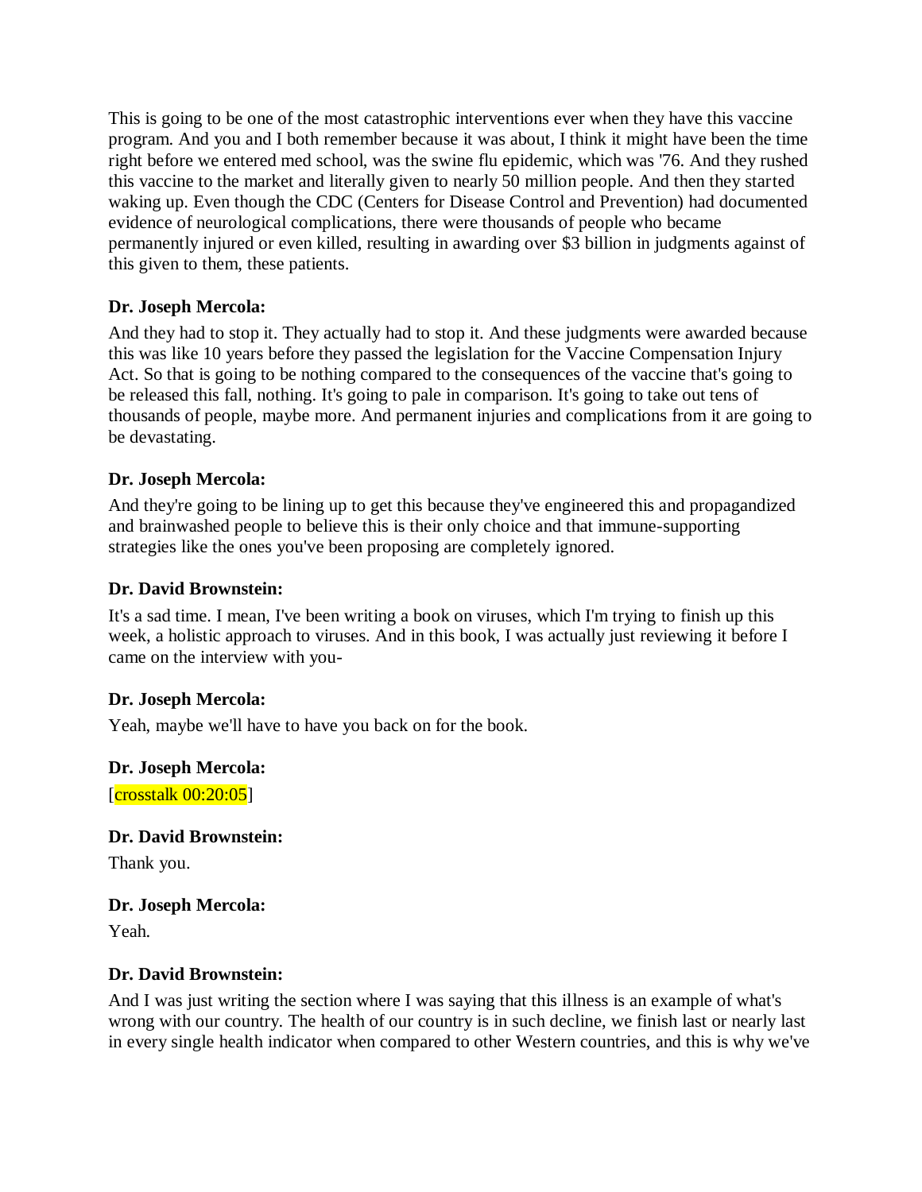This is going to be one of the most catastrophic interventions ever when they have this vaccine program. And you and I both remember because it was about, I think it might have been the time right before we entered med school, was the swine flu epidemic, which was '76. And they rushed this vaccine to the market and literally given to nearly 50 million people. And then they started waking up. Even though the CDC (Centers for Disease Control and Prevention) had documented evidence of neurological complications, there were thousands of people who became permanently injured or even killed, resulting in awarding over $3 billion in judgments against of this given to them, these patients.

**Dr. Joseph Mercola:**

And they had to stop it. They actually had to stop it. And these judgments were awarded because this was like 10 years before they passed the legislation for the Vaccine Compensation Injury Act. So that is going to be nothing compared to the consequences of the vaccine that's going to be released this fall, nothing. It's going to pale in comparison. It's going to take out tens of thousands of people, maybe more. And permanent injuries and complications from it are going to be devastating.

**Dr. Joseph Mercola:**

And they're going to be lining up to get this because they've engineered this and propagandized and brainwashed people to believe this is their only choice and that immune-supporting strategies like the ones you've been proposing are completely ignored.

**Dr. David Brownstein:**

It's a sad time. I mean, I've been writing a book on viruses, which I'm trying to finish up this week, a holistic approach to viruses. And in this book, I was actually just reviewing it before I came on the interview with you-

**Dr. Joseph Mercola:**

Yeah, maybe we'll have to have you back on for the book.

**Dr. Joseph Mercola:**

[crosstalk 00:20:05]

**Dr. David Brownstein:**

Thank you.

**Dr. Joseph Mercola:**

Yeah.

**Dr. David Brownstein:**

And I was just writing the section where I was saying that this illness is an example of what's wrong with our country. The health of our country is in such decline, we finish last or nearly last in every single health indicator when compared to other Western countries, and this is why we've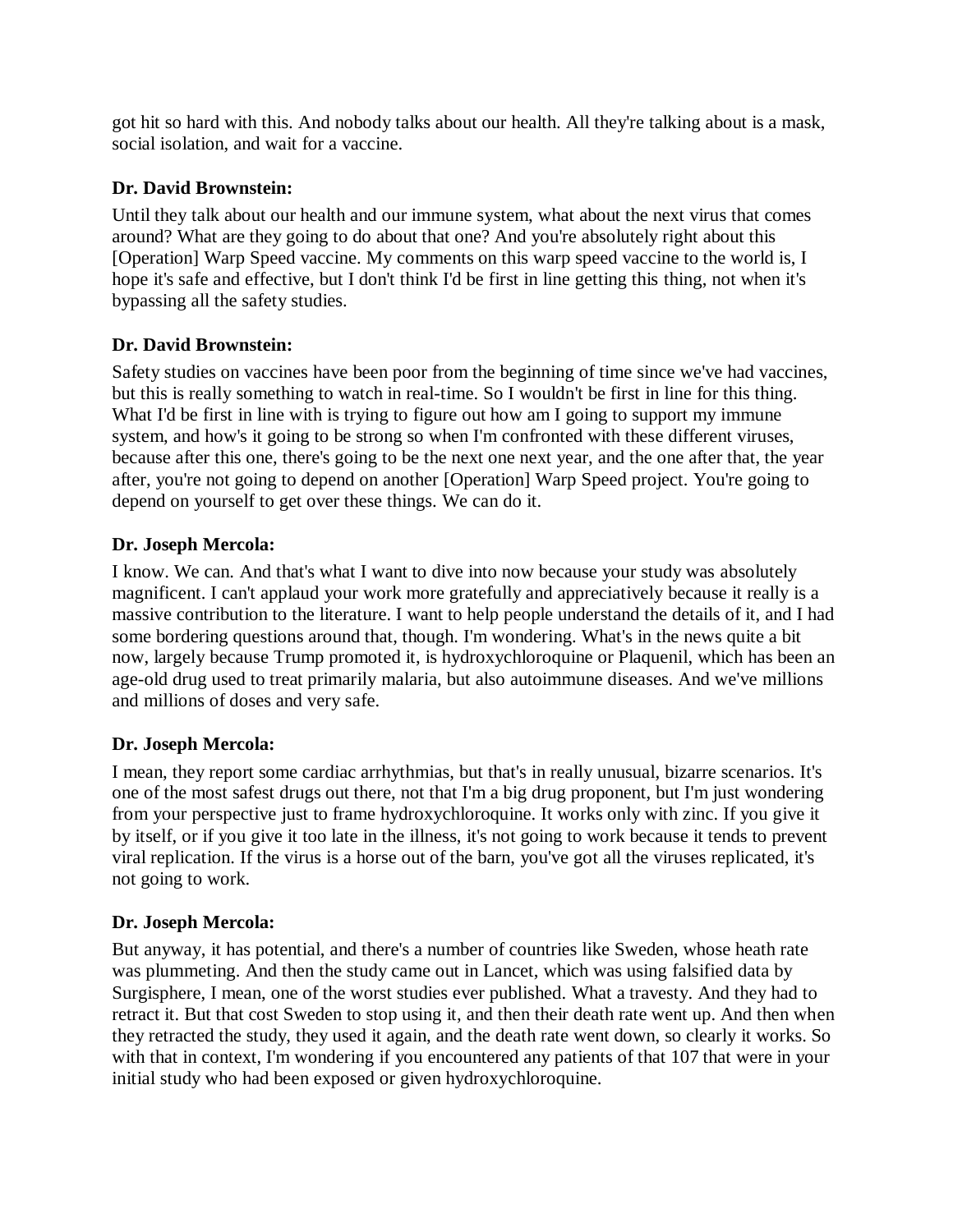got hit so hard with this. And nobody talks about our health. All they're talking about is a mask, social isolation, and wait for a vaccine.

**Dr. David Brownstein:**

Until they talk about our health and our immune system, what about the next virus that comes around? What are they going to do about that one? And you're absolutely right about this [Operation] Warp Speed vaccine. My comments on this warp speed vaccine to the world is, I hope it's safe and effective, but I don't think I'd be first in line getting this thing, not when it's bypassing all the safety studies.

**Dr. David Brownstein:**

Safety studies on vaccines have been poor from the beginning of time since we've had vaccines, but this is really something to watch in real-time. So I wouldn't be first in line for this thing. What I'd be first in line with is trying to figure out how am I going to support my immune system, and how's it going to be strong so when I'm confronted with these different viruses, because after this one, there's going to be the next one next year, and the one after that, the year after, you're not going to depend on another [Operation] Warp Speed project. You're going to depend on yourself to get over these things. We can do it.

**Dr. Joseph Mercola:**

I know. We can. And that's what I want to dive into now because your study was absolutely magnificent. I can't applaud your work more gratefully and appreciatively because it really is a massive contribution to the literature. I want to help people understand the details of it, and I had some bordering questions around that, though. I'm wondering. What's in the news quite a bit now, largely because Trump promoted it, is hydroxychloroquine or Plaquenil, which has been an age-old drug used to treat primarily malaria, but also autoimmune diseases. And we've millions and millions of doses and very safe.

**Dr. Joseph Mercola:**

I mean, they report some cardiac arrhythmias, but that's in really unusual, bizarre scenarios. It's one of the most safest drugs out there, not that I'm a big drug proponent, but I'm just wondering from your perspective just to frame hydroxychloroquine. It works only with zinc. If you give it by itself, or if you give it too late in the illness, it's not going to work because it tends to prevent viral replication. If the virus is a horse out of the barn, you've got all the viruses replicated, it's not going to work.

**Dr. Joseph Mercola:**

But anyway, it has potential, and there's a number of countries like Sweden, whose heath rate was plummeting. And then the study came out in Lancet, which was using falsified data by Surgisphere, I mean, one of the worst studies ever published. What a travesty. And they had to retract it. But that cost Sweden to stop using it, and then their death rate went up. And then when they retracted the study, they used it again, and the death rate went down, so clearly it works. So with that in context, I'm wondering if you encountered any patients of that 107 that were in your initial study who had been exposed or given hydroxychloroquine.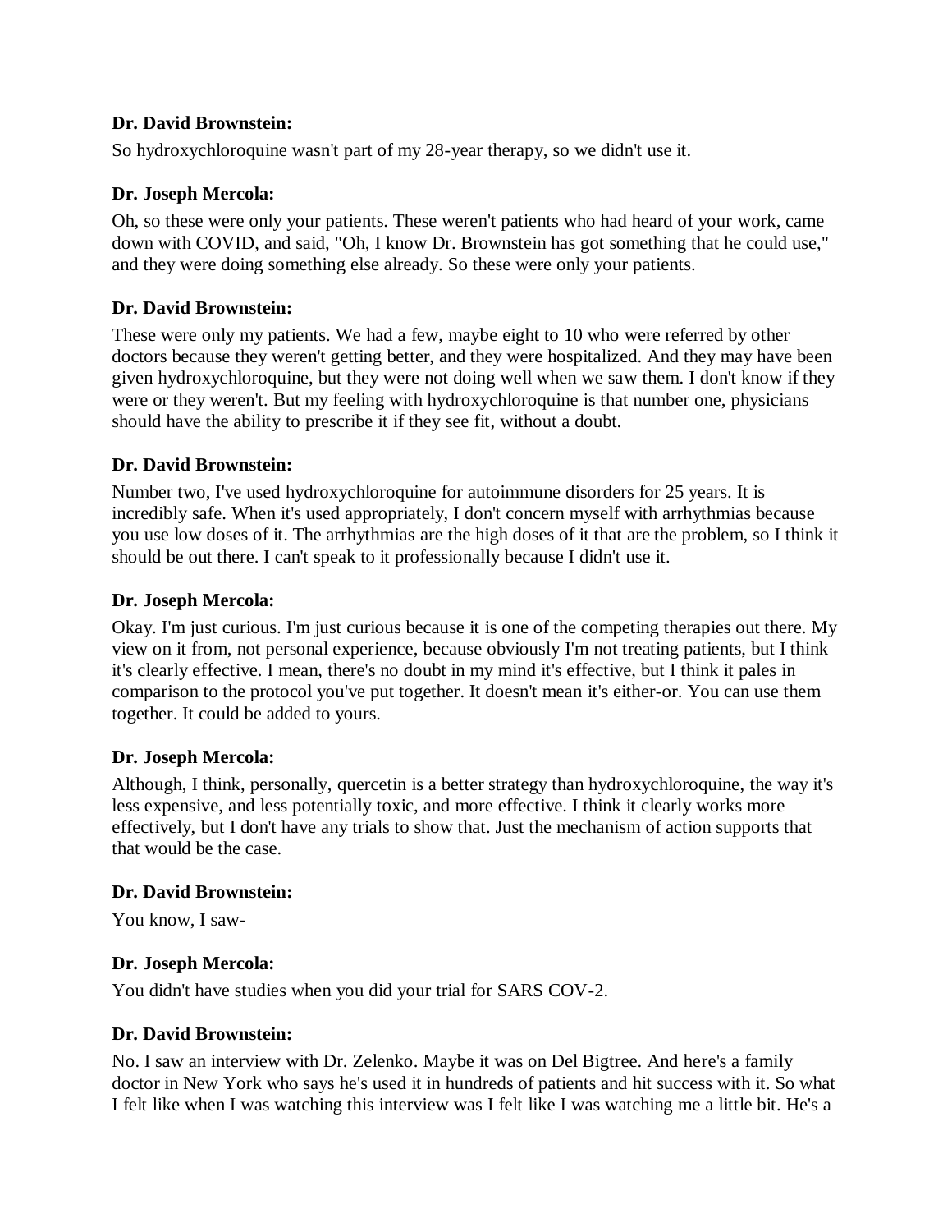**Dr. David Brownstein:**

So hydroxychloroquine wasn't part of my 28-year therapy, so we didn't use it.

**Dr. Joseph Mercola:**

Oh, so these were only your patients. These weren't patients who had heard of your work, came down with COVID, and said, "Oh, I know Dr. Brownstein has got something that he could use," and they were doing something else already. So these were only your patients.

**Dr. David Brownstein:**

These were only my patients. We had a few, maybe eight to 10 who were referred by other doctors because they weren't getting better, and they were hospitalized. And they may have been given hydroxychloroquine, but they were not doing well when we saw them. I don't know if they were or they weren't. But my feeling with hydroxychloroquine is that number one, physicians should have the ability to prescribe it if they see fit, without a doubt.

**Dr. David Brownstein:**

Number two, I've used hydroxychloroquine for autoimmune disorders for 25 years. It is incredibly safe. When it's used appropriately, I don't concern myself with arrhythmias because you use low doses of it. The arrhythmias are the high doses of it that are the problem, so I think it should be out there. I can't speak to it professionally because I didn't use it.

**Dr. Joseph Mercola:**

Okay. I'm just curious. I'm just curious because it is one of the competing therapies out there. My view on it from, not personal experience, because obviously I'm not treating patients, but I think it's clearly effective. I mean, there's no doubt in my mind it's effective, but I think it pales in comparison to the protocol you've put together. It doesn't mean it's either-or. You can use them together. It could be added to yours.

**Dr. Joseph Mercola:**

Although, I think, personally, quercetin is a better strategy than hydroxychloroquine, the way it's less expensive, and less potentially toxic, and more effective. I think it clearly works more effectively, but I don't have any trials to show that. Just the mechanism of action supports that that would be the case.

**Dr. David Brownstein:**

You know, I saw-

**Dr. Joseph Mercola:**

You didn't have studies when you did your trial for SARS COV-2.

**Dr. David Brownstein:**

No. I saw an interview with Dr. Zelenko. Maybe it was on Del Bigtree. And here's a family doctor in New York who says he's used it in hundreds of patients and hit success with it. So what I felt like when I was watching this interview was I felt like I was watching me a little bit. He's a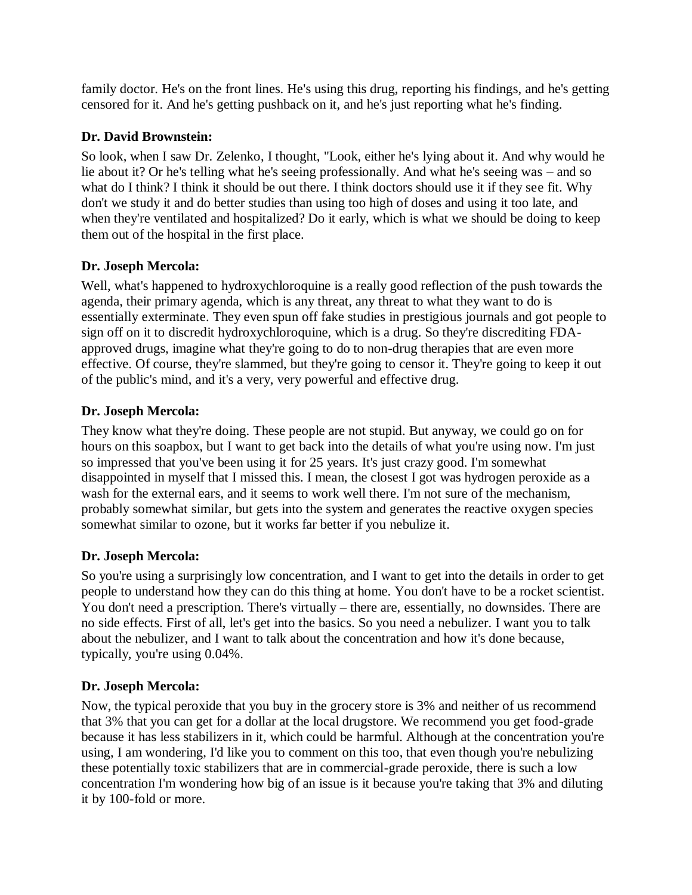family doctor. He's on the front lines. He's using this drug, reporting his findings, and he's getting censored for it. And he's getting pushback on it, and he's just reporting what he's finding.

**Dr. David Brownstein:**

So look, when I saw Dr. Zelenko, I thought, "Look, either he's lying about it. And why would he lie about it? Or he's telling what he's seeing professionally. And what he's seeing was – and so what do I think? I think it should be out there. I think doctors should use it if they see fit. Why don't we study it and do better studies than using too high of doses and using it too late, and when they're ventilated and hospitalized? Do it early, which is what we should be doing to keep them out of the hospital in the first place.

**Dr. Joseph Mercola:**

Well, what's happened to hydroxychloroquine is a really good reflection of the push towards the agenda, their primary agenda, which is any threat, any threat to what they want to do is essentially exterminate. They even spun off fake studies in prestigious journals and got people to sign off on it to discredit hydroxychloroquine, which is a drug. So they're discrediting FDA-approved drugs, imagine what they're going to do to non-drug therapies that are even more effective. Of course, they're slammed, but they're going to censor it. They're going to keep it out of the public's mind, and it's a very, very powerful and effective drug.

**Dr. Joseph Mercola:**

They know what they're doing. These people are not stupid. But anyway, we could go on for hours on this soapbox, but I want to get back into the details of what you're using now. I'm just so impressed that you've been using it for 25 years. It's just crazy good. I'm somewhat disappointed in myself that I missed this. I mean, the closest I got was hydrogen peroxide as a wash for the external ears, and it seems to work well there. I'm not sure of the mechanism, probably somewhat similar, but gets into the system and generates the reactive oxygen species somewhat similar to ozone, but it works far better if you nebulize it.

**Dr. Joseph Mercola:**

So you're using a surprisingly low concentration, and I want to get into the details in order to get people to understand how they can do this thing at home. You don't have to be a rocket scientist. You don't need a prescription. There's virtually – there are, essentially, no downsides. There are no side effects. First of all, let's get into the basics. So you need a nebulizer. I want you to talk about the nebulizer, and I want to talk about the concentration and how it's done because, typically, you're using 0.04%.

**Dr. Joseph Mercola:**

Now, the typical peroxide that you buy in the grocery store is 3% and neither of us recommend that 3% that you can get for a dollar at the local drugstore. We recommend you get food-grade because it has less stabilizers in it, which could be harmful. Although at the concentration you're using, I am wondering, I'd like you to comment on this too, that even though you're nebulizing these potentially toxic stabilizers that are in commercial-grade peroxide, there is such a low concentration I'm wondering how big of an issue is it because you're taking that 3% and diluting it by 100-fold or more.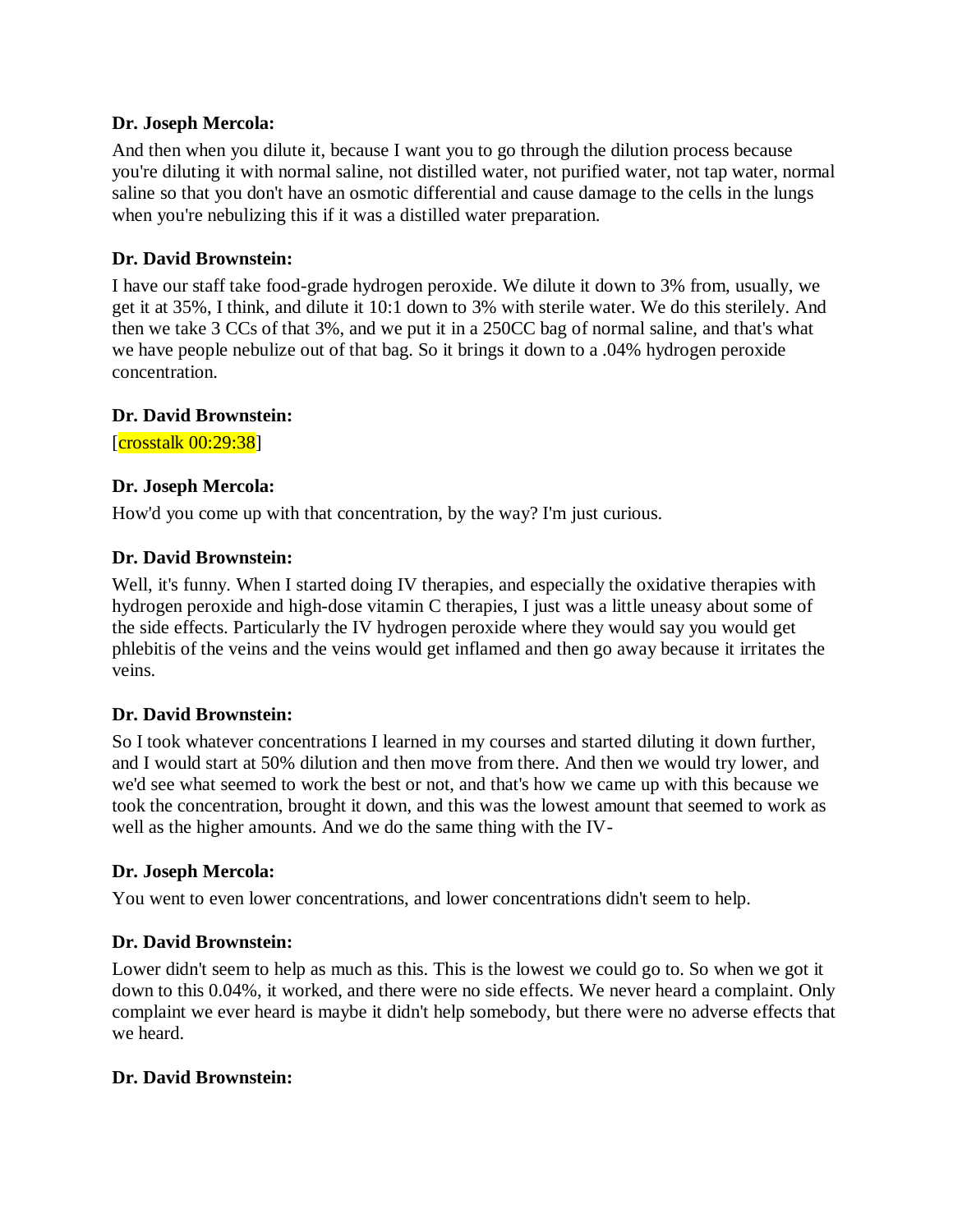**Dr. Joseph Mercola:**

And then when you dilute it, because I want you to go through the dilution process because you're diluting it with normal saline, not distilled water, not purified water, not tap water, normal saline so that you don't have an osmotic differential and cause damage to the cells in the lungs when you're nebulizing this if it was a distilled water preparation.

**Dr. David Brownstein:**

I have our staff take food-grade hydrogen peroxide. We dilute it down to 3% from, usually, we get it at 35%, I think, and dilute it 10:1 down to 3% with sterile water. We do this sterilely. And then we take 3 CCs of that 3%, and we put it in a 250CC bag of normal saline, and that's what we have people nebulize out of that bag. So it brings it down to a .04% hydrogen peroxide concentration.

**Dr. David Brownstein:**

[crosstalk 00:29:38]

**Dr. Joseph Mercola:**

How'd you come up with that concentration, by the way? I'm just curious.

**Dr. David Brownstein:**

Well, it's funny. When I started doing IV therapies, and especially the oxidative therapies with hydrogen peroxide and high-dose vitamin C therapies, I just was a little uneasy about some of the side effects. Particularly the IV hydrogen peroxide where they would say you would get phlebitis of the veins and the veins would get inflamed and then go away because it irritates the veins.

**Dr. David Brownstein:**

So I took whatever concentrations I learned in my courses and started diluting it down further, and I would start at 50% dilution and then move from there. And then we would try lower, and we'd see what seemed to work the best or not, and that's how we came up with this because we took the concentration, brought it down, and this was the lowest amount that seemed to work as well as the higher amounts. And we do the same thing with the IV-

**Dr. Joseph Mercola:**

You went to even lower concentrations, and lower concentrations didn't seem to help.

**Dr. David Brownstein:**

Lower didn't seem to help as much as this. This is the lowest we could go to. So when we got it down to this 0.04%, it worked, and there were no side effects. We never heard a complaint. Only complaint we ever heard is maybe it didn't help somebody, but there were no adverse effects that we heard.

**Dr. David Brownstein:**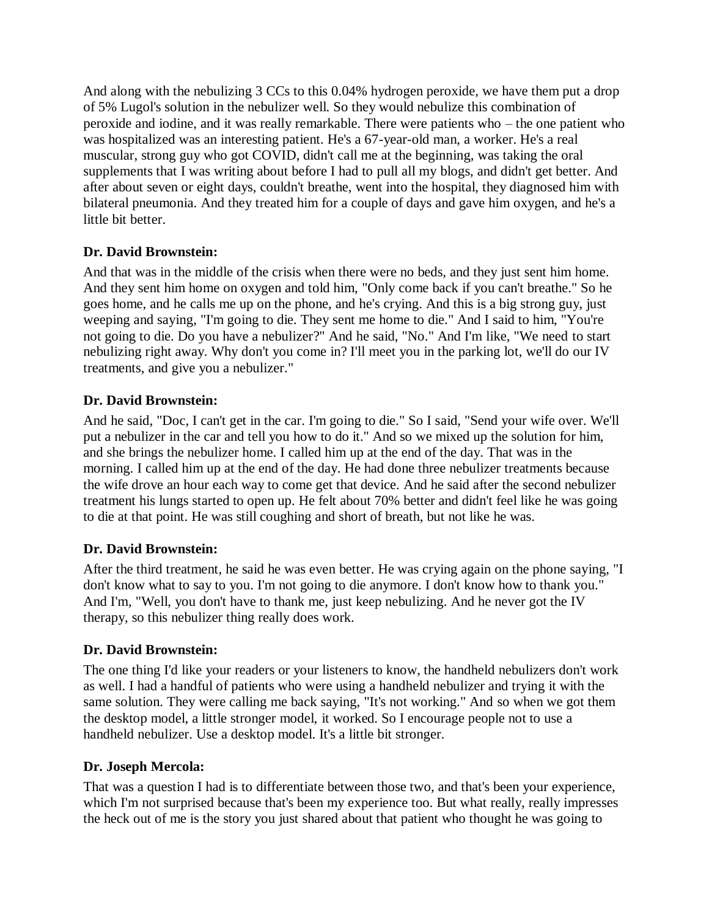And along with the nebulizing 3 CCs to this 0.04% hydrogen peroxide, we have them put a drop of 5% Lugol's solution in the nebulizer well. So they would nebulize this combination of peroxide and iodine, and it was really remarkable. There were patients who – the one patient who was hospitalized was an interesting patient. He's a 67-year-old man, a worker. He's a real muscular, strong guy who got COVID, didn't call me at the beginning, was taking the oral supplements that I was writing about before I had to pull all my blogs, and didn't get better. And after about seven or eight days, couldn't breathe, went into the hospital, they diagnosed him with bilateral pneumonia. And they treated him for a couple of days and gave him oxygen, and he's a little bit better.

**Dr. David Brownstein:**

And that was in the middle of the crisis when there were no beds, and they just sent him home. And they sent him home on oxygen and told him, "Only come back if you can't breathe." So he goes home, and he calls me up on the phone, and he's crying. And this is a big strong guy, just weeping and saying, "I'm going to die. They sent me home to die." And I said to him, "You're not going to die. Do you have a nebulizer?" And he said, "No." And I'm like, "We need to start nebulizing right away. Why don't you come in? I'll meet you in the parking lot, we'll do our IV treatments, and give you a nebulizer."

**Dr. David Brownstein:**

And he said, "Doc, I can't get in the car. I'm going to die." So I said, "Send your wife over. We'll put a nebulizer in the car and tell you how to do it." And so we mixed up the solution for him, and she brings the nebulizer home. I called him up at the end of the day. That was in the morning. I called him up at the end of the day. He had done three nebulizer treatments because the wife drove an hour each way to come get that device. And he said after the second nebulizer treatment his lungs started to open up. He felt about 70% better and didn't feel like he was going to die at that point. He was still coughing and short of breath, but not like he was.

**Dr. David Brownstein:**

After the third treatment, he said he was even better. He was crying again on the phone saying, "I don't know what to say to you. I'm not going to die anymore. I don't know how to thank you." And I'm, "Well, you don't have to thank me, just keep nebulizing. And he never got the IV therapy, so this nebulizer thing really does work.

**Dr. David Brownstein:**

The one thing I'd like your readers or your listeners to know, the handheld nebulizers don't work as well. I had a handful of patients who were using a handheld nebulizer and trying it with the same solution. They were calling me back saying, "It's not working." And so when we got them the desktop model, a little stronger model, it worked. So I encourage people not to use a handheld nebulizer. Use a desktop model. It's a little bit stronger.

**Dr. Joseph Mercola:**

That was a question I had is to differentiate between those two, and that's been your experience, which I'm not surprised because that's been my experience too. But what really, really impresses the heck out of me is the story you just shared about that patient who thought he was going to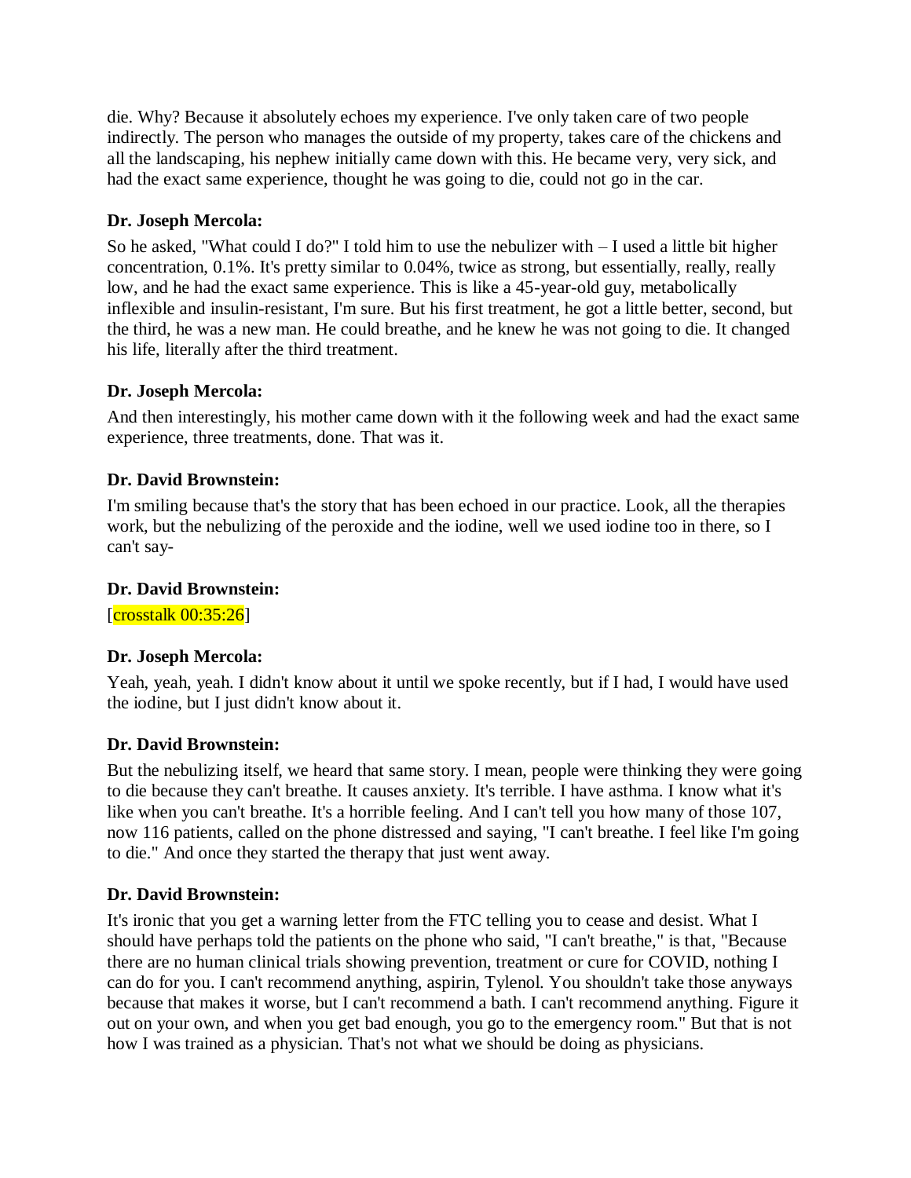die. Why? Because it absolutely echoes my experience. I've only taken care of two people indirectly. The person who manages the outside of my property, takes care of the chickens and all the landscaping, his nephew initially came down with this. He became very, very sick, and had the exact same experience, thought he was going to die, could not go in the car.

**Dr. Joseph Mercola:**

So he asked, "What could I do?" I told him to use the nebulizer with – I used a little bit higher concentration, 0.1%. It's pretty similar to 0.04%, twice as strong, but essentially, really, really low, and he had the exact same experience. This is like a 45-year-old guy, metabolically inflexible and insulin-resistant, I'm sure. But his first treatment, he got a little better, second, but the third, he was a new man. He could breathe, and he knew he was not going to die. It changed his life, literally after the third treatment.

**Dr. Joseph Mercola:**

And then interestingly, his mother came down with it the following week and had the exact same experience, three treatments, done. That was it.

**Dr. David Brownstein:**

I'm smiling because that's the story that has been echoed in our practice. Look, all the therapies work, but the nebulizing of the peroxide and the iodine, well we used iodine too in there, so I can't say-

**Dr. David Brownstein:**

[crosstalk 00:35:26]

**Dr. Joseph Mercola:**

Yeah, yeah, yeah. I didn't know about it until we spoke recently, but if I had, I would have used the iodine, but I just didn't know about it.

**Dr. David Brownstein:**

But the nebulizing itself, we heard that same story. I mean, people were thinking they were going to die because they can't breathe. It causes anxiety. It's terrible. I have asthma. I know what it's like when you can't breathe. It's a horrible feeling. And I can't tell you how many of those 107, now 116 patients, called on the phone distressed and saying, "I can't breathe. I feel like I'm going to die." And once they started the therapy that just went away.

**Dr. David Brownstein:**

It's ironic that you get a warning letter from the FTC telling you to cease and desist. What I should have perhaps told the patients on the phone who said, "I can't breathe," is that, "Because there are no human clinical trials showing prevention, treatment or cure for COVID, nothing I can do for you. I can't recommend anything, aspirin, Tylenol. You shouldn't take those anyways because that makes it worse, but I can't recommend a bath. I can't recommend anything. Figure it out on your own, and when you get bad enough, you go to the emergency room." But that is not how I was trained as a physician. That's not what we should be doing as physicians.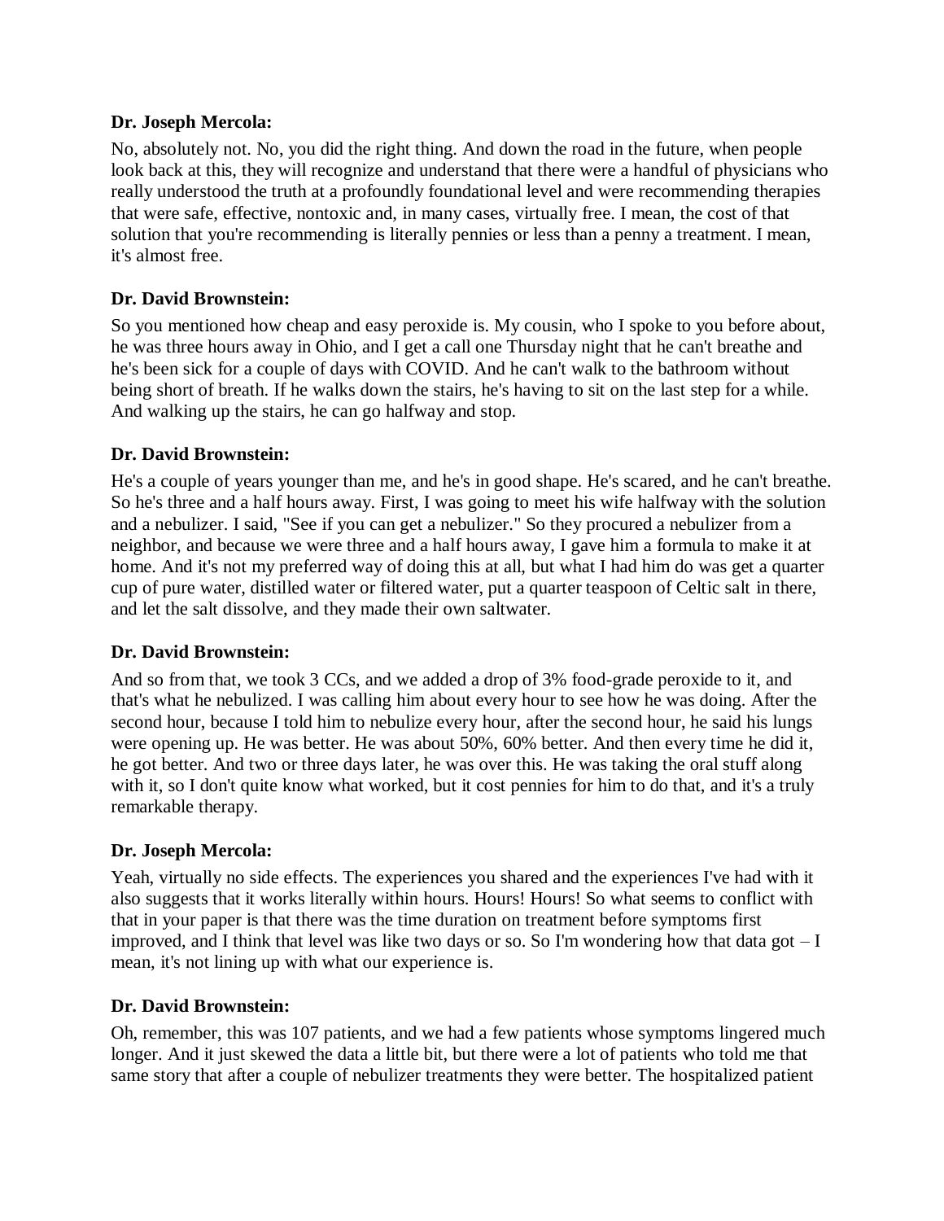**Dr. Joseph Mercola:**

No, absolutely not. No, you did the right thing. And down the road in the future, when people look back at this, they will recognize and understand that there were a handful of physicians who really understood the truth at a profoundly foundational level and were recommending therapies that were safe, effective, nontoxic and, in many cases, virtually free. I mean, the cost of that solution that you're recommending is literally pennies or less than a penny a treatment. I mean, it's almost free.

**Dr. David Brownstein:**

So you mentioned how cheap and easy peroxide is. My cousin, who I spoke to you before about, he was three hours away in Ohio, and I get a call one Thursday night that he can't breathe and he's been sick for a couple of days with COVID. And he can't walk to the bathroom without being short of breath. If he walks down the stairs, he's having to sit on the last step for a while. And walking up the stairs, he can go halfway and stop.

**Dr. David Brownstein:**

He's a couple of years younger than me, and he's in good shape. He's scared, and he can't breathe. So he's three and a half hours away. First, I was going to meet his wife halfway with the solution and a nebulizer. I said, "See if you can get a nebulizer." So they procured a nebulizer from a neighbor, and because we were three and a half hours away, I gave him a formula to make it at home. And it's not my preferred way of doing this at all, but what I had him do was get a quarter cup of pure water, distilled water or filtered water, put a quarter teaspoon of Celtic salt in there, and let the salt dissolve, and they made their own saltwater.

**Dr. David Brownstein:**

And so from that, we took 3 CCs, and we added a drop of 3% food-grade peroxide to it, and that's what he nebulized. I was calling him about every hour to see how he was doing. After the second hour, because I told him to nebulize every hour, after the second hour, he said his lungs were opening up. He was better. He was about 50%, 60% better. And then every time he did it, he got better. And two or three days later, he was over this. He was taking the oral stuff along with it, so I don't quite know what worked, but it cost pennies for him to do that, and it's a truly remarkable therapy.

**Dr. Joseph Mercola:**

Yeah, virtually no side effects. The experiences you shared and the experiences I've had with it also suggests that it works literally within hours. Hours! Hours! So what seems to conflict with that in your paper is that there was the time duration on treatment before symptoms first improved, and I think that level was like two days or so. So I'm wondering how that data got – I mean, it's not lining up with what our experience is.

**Dr. David Brownstein:**

Oh, remember, this was 107 patients, and we had a few patients whose symptoms lingered much longer. And it just skewed the data a little bit, but there were a lot of patients who told me that same story that after a couple of nebulizer treatments they were better. The hospitalized patient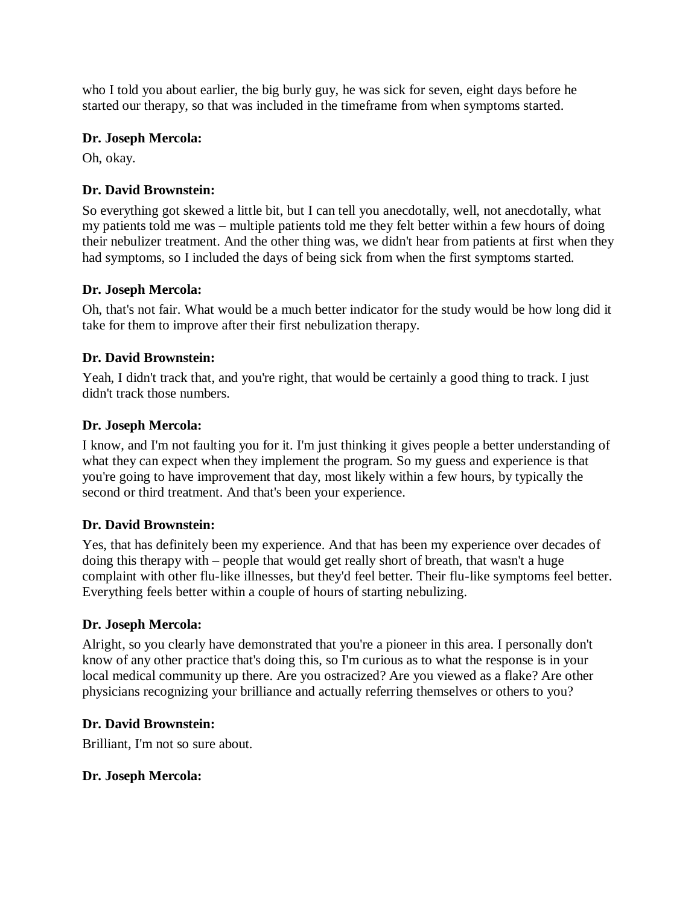who I told you about earlier, the big burly guy, he was sick for seven, eight days before he started our therapy, so that was included in the timeframe from when symptoms started.

**Dr. Joseph Mercola:**

Oh, okay.

**Dr. David Brownstein:**

So everything got skewed a little bit, but I can tell you anecdotally, well, not anecdotally, what my patients told me was – multiple patients told me they felt better within a few hours of doing their nebulizer treatment. And the other thing was, we didn't hear from patients at first when they had symptoms, so I included the days of being sick from when the first symptoms started.

**Dr. Joseph Mercola:**

Oh, that's not fair. What would be a much better indicator for the study would be how long did it take for them to improve after their first nebulization therapy.

**Dr. David Brownstein:**

Yeah, I didn't track that, and you're right, that would be certainly a good thing to track. I just didn't track those numbers.

**Dr. Joseph Mercola:**

I know, and I'm not faulting you for it. I'm just thinking it gives people a better understanding of what they can expect when they implement the program. So my guess and experience is that you're going to have improvement that day, most likely within a few hours, by typically the second or third treatment. And that's been your experience.

**Dr. David Brownstein:**

Yes, that has definitely been my experience. And that has been my experience over decades of doing this therapy with – people that would get really short of breath, that wasn't a huge complaint with other flu-like illnesses, but they'd feel better. Their flu-like symptoms feel better. Everything feels better within a couple of hours of starting nebulizing.

**Dr. Joseph Mercola:**

Alright, so you clearly have demonstrated that you're a pioneer in this area. I personally don't know of any other practice that's doing this, so I'm curious as to what the response is in your local medical community up there. Are you ostracized? Are you viewed as a flake? Are other physicians recognizing your brilliance and actually referring themselves or others to you?

**Dr. David Brownstein:**

Brilliant, I'm not so sure about.

**Dr. Joseph Mercola:**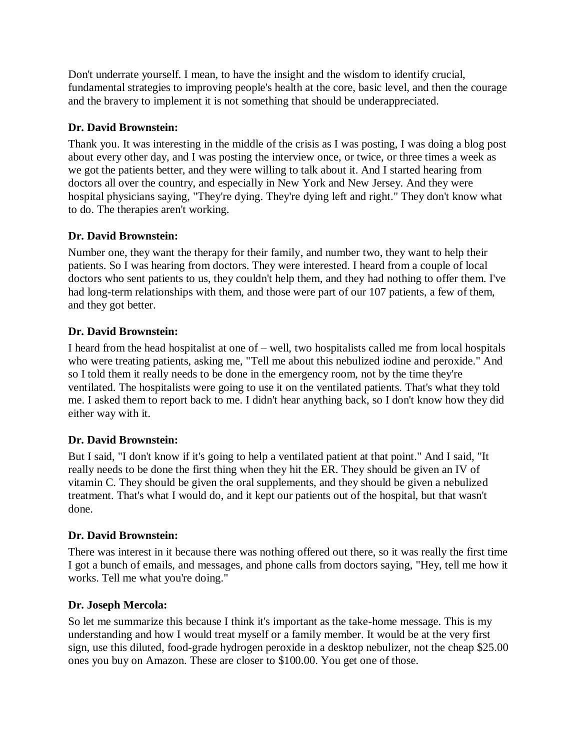Don't underrate yourself. I mean, to have the insight and the wisdom to identify crucial, fundamental strategies to improving people's health at the core, basic level, and then the courage and the bravery to implement it is not something that should be underappreciated.

**Dr. David Brownstein:**

Thank you. It was interesting in the middle of the crisis as I was posting, I was doing a blog post about every other day, and I was posting the interview once, or twice, or three times a week as we got the patients better, and they were willing to talk about it. And I started hearing from doctors all over the country, and especially in New York and New Jersey. And they were hospital physicians saying, "They're dying. They're dying left and right." They don't know what to do. The therapies aren't working.

**Dr. David Brownstein:**

Number one, they want the therapy for their family, and number two, they want to help their patients. So I was hearing from doctors. They were interested. I heard from a couple of local doctors who sent patients to us, they couldn't help them, and they had nothing to offer them. I've had long-term relationships with them, and those were part of our 107 patients, a few of them, and they got better.

**Dr. David Brownstein:**

I heard from the head hospitalist at one of – well, two hospitalists called me from local hospitals who were treating patients, asking me, "Tell me about this nebulized iodine and peroxide." And so I told them it really needs to be done in the emergency room, not by the time they're ventilated. The hospitalists were going to use it on the ventilated patients. That's what they told me. I asked them to report back to me. I didn't hear anything back, so I don't know how they did either way with it.

**Dr. David Brownstein:**

But I said, "I don't know if it's going to help a ventilated patient at that point." And I said, "It really needs to be done the first thing when they hit the ER. They should be given an IV of vitamin C. They should be given the oral supplements, and they should be given a nebulized treatment. That's what I would do, and it kept our patients out of the hospital, but that wasn't done.

**Dr. David Brownstein:**

There was interest in it because there was nothing offered out there, so it was really the first time I got a bunch of emails, and messages, and phone calls from doctors saying, "Hey, tell me how it works. Tell me what you're doing."

**Dr. Joseph Mercola:**

So let me summarize this because I think it's important as the take-home message. This is my understanding and how I would treat myself or a family member. It would be at the very first sign, use this diluted, food-grade hydrogen peroxide in a desktop nebulizer, not the cheap $25.00 ones you buy on Amazon. These are closer to $100.00. You get one of those.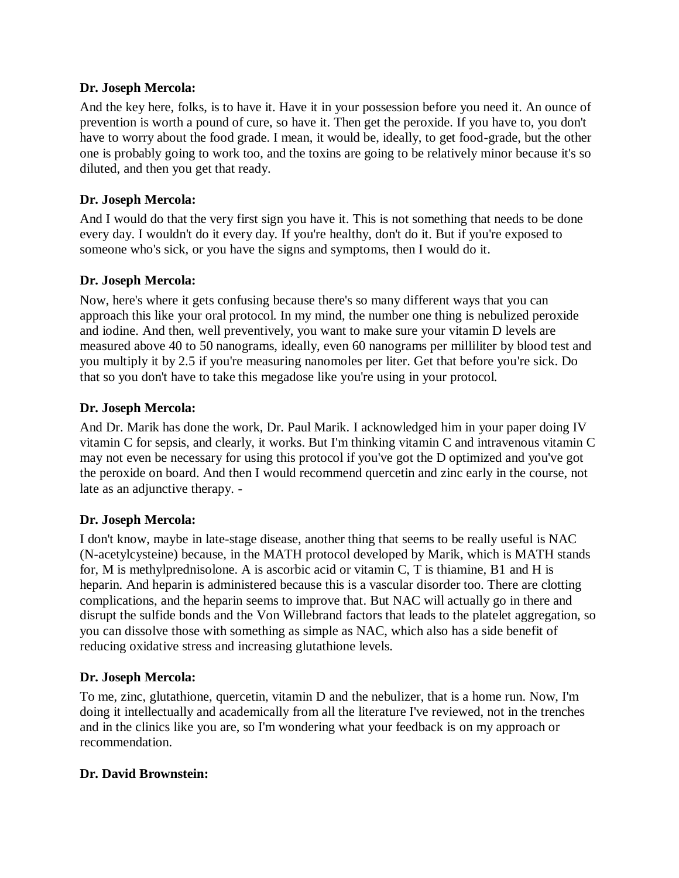**Dr. Joseph Mercola:**

And the key here, folks, is to have it. Have it in your possession before you need it. An ounce of prevention is worth a pound of cure, so have it. Then get the peroxide. If you have to, you don't have to worry about the food grade. I mean, it would be, ideally, to get food-grade, but the other one is probably going to work too, and the toxins are going to be relatively minor because it's so diluted, and then you get that ready.

**Dr. Joseph Mercola:**

And I would do that the very first sign you have it. This is not something that needs to be done every day. I wouldn't do it every day. If you're healthy, don't do it. But if you're exposed to someone who's sick, or you have the signs and symptoms, then I would do it.

**Dr. Joseph Mercola:**

Now, here's where it gets confusing because there's so many different ways that you can approach this like your oral protocol. In my mind, the number one thing is nebulized peroxide and iodine. And then, well preventively, you want to make sure your vitamin D levels are measured above 40 to 50 nanograms, ideally, even 60 nanograms per milliliter by blood test and you multiply it by 2.5 if you're measuring nanomoles per liter. Get that before you're sick. Do that so you don't have to take this megadose like you're using in your protocol.

**Dr. Joseph Mercola:**

And Dr. Marik has done the work, Dr. Paul Marik. I acknowledged him in your paper doing IV vitamin C for sepsis, and clearly, it works. But I'm thinking vitamin C and intravenous vitamin C may not even be necessary for using this protocol if you've got the D optimized and you've got the peroxide on board. And then I would recommend quercetin and zinc early in the course, not late as an adjunctive therapy. -

**Dr. Joseph Mercola:**

I don't know, maybe in late-stage disease, another thing that seems to be really useful is NAC (N-acetylcysteine) because, in the MATH protocol developed by Marik, which is MATH stands for, M is methylprednisolone. A is ascorbic acid or vitamin C, T is thiamine, B1 and H is heparin. And heparin is administered because this is a vascular disorder too. There are clotting complications, and the heparin seems to improve that. But NAC will actually go in there and disrupt the sulfide bonds and the Von Willebrand factors that leads to the platelet aggregation, so you can dissolve those with something as simple as NAC, which also has a side benefit of reducing oxidative stress and increasing glutathione levels.

**Dr. Joseph Mercola:**

To me, zinc, glutathione, quercetin, vitamin D and the nebulizer, that is a home run. Now, I'm doing it intellectually and academically from all the literature I've reviewed, not in the trenches and in the clinics like you are, so I'm wondering what your feedback is on my approach or recommendation.

**Dr. David Brownstein:**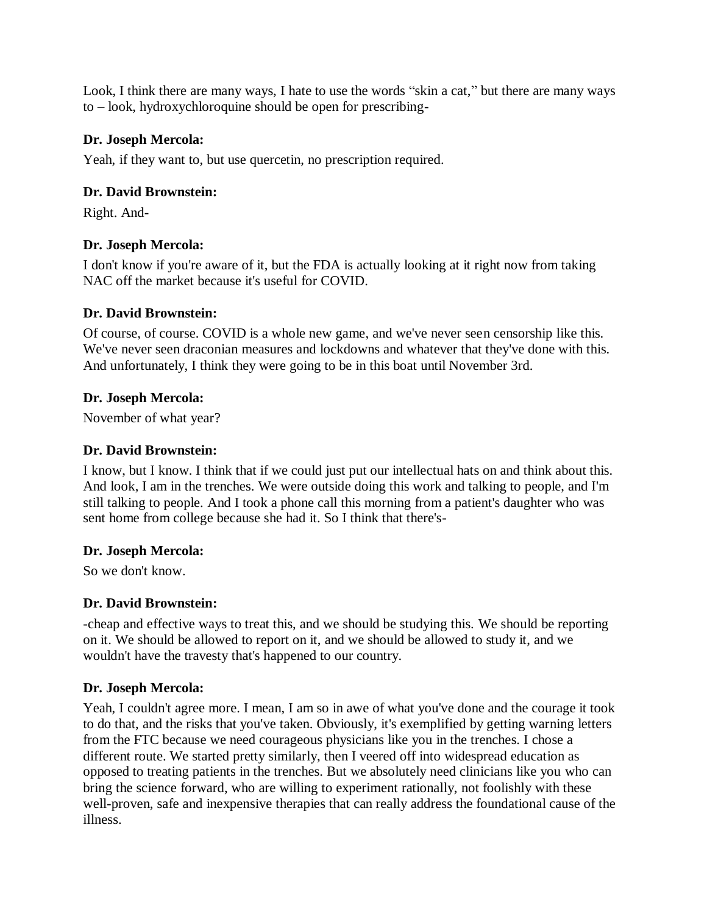Look, I think there are many ways, I hate to use the words "skin a cat," but there are many ways to – look, hydroxychloroquine should be open for prescribing-

**Dr. Joseph Mercola:**

Yeah, if they want to, but use quercetin, no prescription required.

**Dr. David Brownstein:**

Right. And-

**Dr. Joseph Mercola:**

I don't know if you're aware of it, but the FDA is actually looking at it right now from taking NAC off the market because it's useful for COVID.

**Dr. David Brownstein:**

Of course, of course. COVID is a whole new game, and we've never seen censorship like this. We've never seen draconian measures and lockdowns and whatever that they've done with this. And unfortunately, I think they were going to be in this boat until November 3rd.

**Dr. Joseph Mercola:**

November of what year?

**Dr. David Brownstein:**

I know, but I know. I think that if we could just put our intellectual hats on and think about this. And look, I am in the trenches. We were outside doing this work and talking to people, and I'm still talking to people. And I took a phone call this morning from a patient's daughter who was sent home from college because she had it. So I think that there's-

**Dr. Joseph Mercola:**

So we don't know.

**Dr. David Brownstein:**

-cheap and effective ways to treat this, and we should be studying this. We should be reporting on it. We should be allowed to report on it, and we should be allowed to study it, and we wouldn't have the travesty that's happened to our country.

**Dr. Joseph Mercola:**

Yeah, I couldn't agree more. I mean, I am so in awe of what you've done and the courage it took to do that, and the risks that you've taken. Obviously, it's exemplified by getting warning letters from the FTC because we need courageous physicians like you in the trenches. I chose a different route. We started pretty similarly, then I veered off into widespread education as opposed to treating patients in the trenches. But we absolutely need clinicians like you who can bring the science forward, who are willing to experiment rationally, not foolishly with these well-proven, safe and inexpensive therapies that can really address the foundational cause of the illness.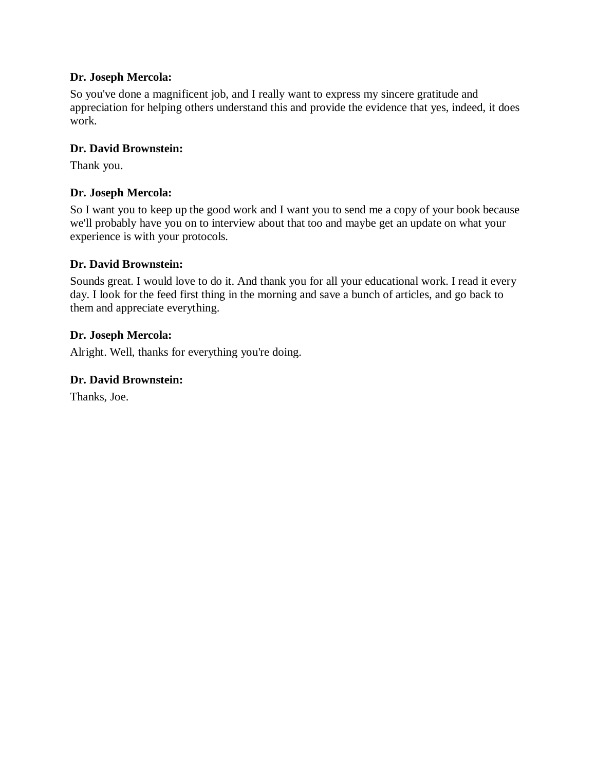**Dr. Joseph Mercola:**

So you've done a magnificent job, and I really want to express my sincere gratitude and appreciation for helping others understand this and provide the evidence that yes, indeed, it does work.

**Dr. David Brownstein:**

Thank you.

**Dr. Joseph Mercola:**

So I want you to keep up the good work and I want you to send me a copy of your book because we'll probably have you on to interview about that too and maybe get an update on what your experience is with your protocols.

**Dr. David Brownstein:**

Sounds great. I would love to do it. And thank you for all your educational work. I read it every day. I look for the feed first thing in the morning and save a bunch of articles, and go back to them and appreciate everything.

**Dr. Joseph Mercola:**

Alright. Well, thanks for everything you're doing.

**Dr. David Brownstein:**

Thanks, Joe.